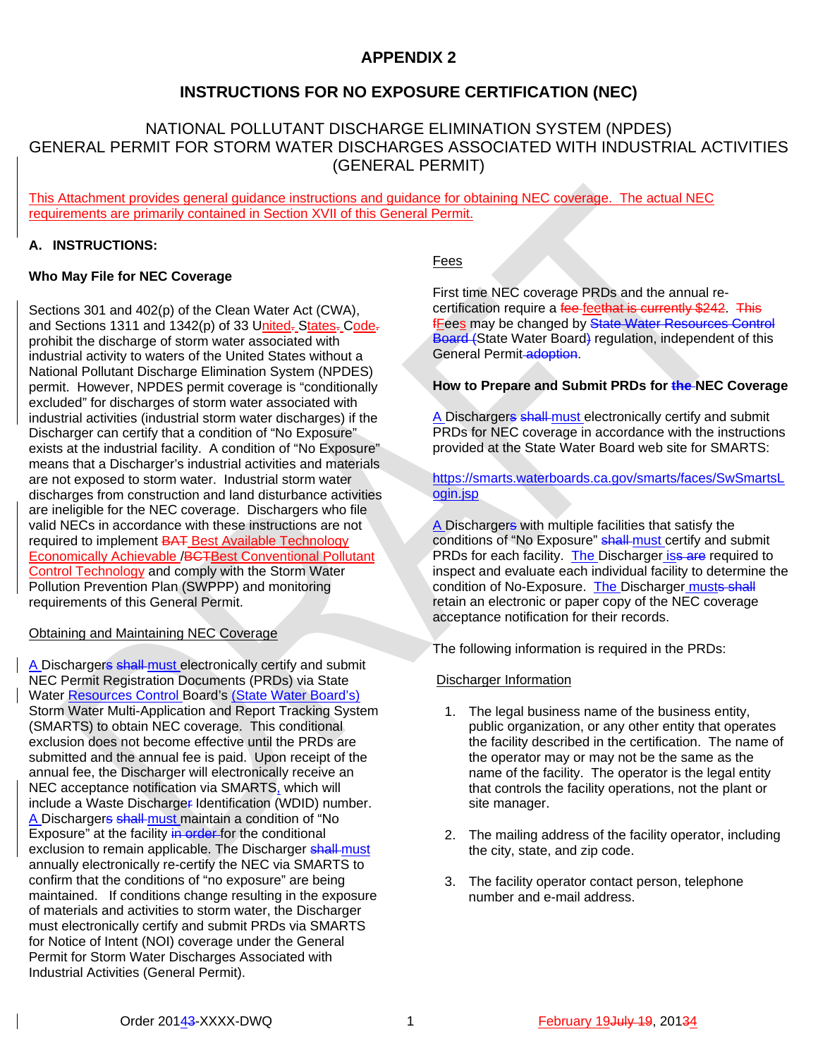# APPENDIX 2

## INSTRUCTIONS FOR NO EXPOSURE CERTIFICATION (NEC)

NATIONAL POLLUTANT DISCHARGE ELIMINATION SYSTEM (NPDES)
GENERAL PERMIT FOR STORM WATER DISCHARGES ASSOCIATED WITH INDUSTRIAL ACTIVITIES
(GENERAL PERMIT)

This Attachment provides general guidance instructions and guidance for obtaining NEC coverage. The actual NEC requirements are primarily contained in Section XVII of this General Permit.

### A. INSTRUCTIONS:

**Who May File for NEC Coverage**

Sections 301 and 402(p) of the Clean Water Act (CWA), and Sections 1311 and 1342(p) of 33 U.nited. States. Code. prohibit the discharge of storm water associated with industrial activity to waters of the United States without a National Pollutant Discharge Elimination System (NPDES) permit. However, NPDES permit coverage is "conditionally excluded" for discharges of storm water associated with industrial activities (industrial storm water discharges) if the Discharger can certify that a condition of "No Exposure" exists at the industrial facility. A condition of "No Exposure" means that a Discharger's industrial activities and materials are not exposed to storm water. Industrial storm water discharges from construction and land disturbance activities are ineligible for the NEC coverage. Dischargers who file valid NECs in accordance with these instructions are not required to implement BAT Best Available Technology Economically Achievable /BCTBest Conventional Pollutant Control Technology and comply with the Storm Water Pollution Prevention Plan (SWPPP) and monitoring requirements of this General Permit.

Obtaining and Maintaining NEC Coverage

A Dischargers shall must electronically certify and submit NEC Permit Registration Documents (PRDs) via State Water Resources Control Board's (State Water Board's) Storm Water Multi-Application and Report Tracking System (SMARTS) to obtain NEC coverage. This conditional exclusion does not become effective until the PRDs are submitted and the annual fee is paid. Upon receipt of the annual fee, the Discharger will electronically receive an NEC acceptance notification via SMARTS, which will include a Waste Discharger Identification (WDID) number. A Dischargers shall must maintain a condition of "No Exposure" at the facility in order for the conditional exclusion to remain applicable. The Discharger shall must annually electronically re-certify the NEC via SMARTS to confirm that the conditions of "no exposure" are being maintained. If conditions change resulting in the exposure of materials and activities to storm water, the Discharger must electronically certify and submit PRDs via SMARTS for Notice of Intent (NOI) coverage under the General Permit for Storm Water Discharges Associated with Industrial Activities (General Permit).

Fees

First time NEC coverage PRDs and the annual re-certification require a fee feethat is currently $242. This fFees may be changed by State Water Resources Control Board (State Water Board) regulation, independent of this General Permit adoption.

**How to Prepare and Submit PRDs for the NEC Coverage**

A Dischargers shall must electronically certify and submit PRDs for NEC coverage in accordance with the instructions provided at the State Water Board web site for SMARTS:

https://smarts.waterboards.ca.gov/smarts/faces/SwSmartsLogin.jsp

A Dischargers with multiple facilities that satisfy the conditions of "No Exposure" shall must certify and submit PRDs for each facility. The Discharger iss are required to inspect and evaluate each individual facility to determine the condition of No-Exposure. The Discharger musts shall retain an electronic or paper copy of the NEC coverage acceptance notification for their records.

The following information is required in the PRDs:

Discharger Information

1. The legal business name of the business entity, public organization, or any other entity that operates the facility described in the certification. The name of the operator may or may not be the same as the name of the facility. The operator is the legal entity that controls the facility operations, not the plant or site manager.

2. The mailing address of the facility operator, including the city, state, and zip code.

3. The facility operator contact person, telephone number and e-mail address.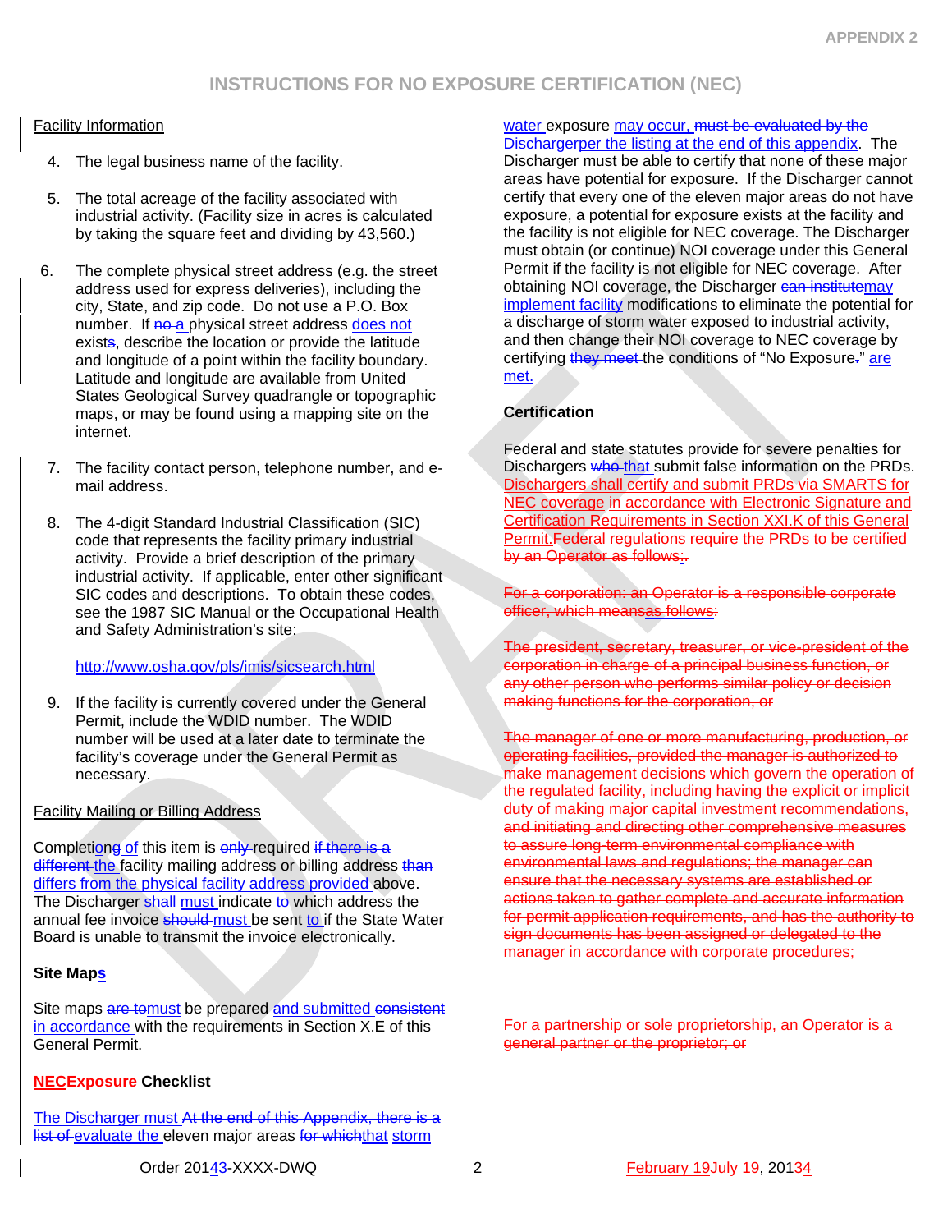# INSTRUCTIONS FOR NO EXPOSURE CERTIFICATION (NEC)

Facility Information

4. The legal business name of the facility.

5. The total acreage of the facility associated with industrial activity. (Facility size in acres is calculated by taking the square feet and dividing by 43,560.)

6. The complete physical street address (e.g. the street address used for express deliveries), including the city, State, and zip code. Do not use a P.O. Box number. If ~~no~~ a physical street address does not exist~~s~~, describe the location or provide the latitude and longitude of a point within the facility boundary. Latitude and longitude are available from United States Geological Survey quadrangle or topographic maps, or may be found using a mapping site on the internet.

7. The facility contact person, telephone number, and e-mail address.

8. The 4-digit Standard Industrial Classification (SIC) code that represents the facility primary industrial activity. Provide a brief description of the primary industrial activity. If applicable, enter other significant SIC codes and descriptions. To obtain these codes, see the 1987 SIC Manual or the Occupational Health and Safety Administration's site:

   http://www.osha.gov/pls/imis/sicsearch.html

9. If the facility is currently covered under the General Permit, include the WDID number. The WDID number will be used at a later date to terminate the facility's coverage under the General Permit as necessary.

Facility Mailing or Billing Address

Completion~~g~~ of this item is ~~only~~ required ~~if there is a different~~ the facility mailing address or billing address ~~than~~ differs from the physical facility address provided above. The Discharger ~~shall~~ must indicate ~~to~~ which address the annual fee invoice ~~should~~ must be sent to if the State Water Board is unable to transmit the invoice electronically.

**Site Maps**

Site maps ~~are to~~ must be prepared and submitted ~~consistent~~ in accordance with the requirements in Section X.E of this General Permit.

**NEC~~Exposure~~ Checklist**

The Discharger must ~~At the end of this Appendix, there is a list of~~ evaluate the eleven major areas ~~for which~~ that storm water exposure may occur, ~~must be evaluated by the Discharger~~ per the listing at the end of this appendix. The Discharger must be able to certify that none of these major areas have potential for exposure. If the Discharger cannot certify that every one of the eleven major areas do not have exposure, a potential for exposure exists at the facility and the facility is not eligible for NEC coverage. The Discharger must obtain (or continue) NOI coverage under this General Permit if the facility is not eligible for NEC coverage. After obtaining NOI coverage, the Discharger ~~can institute~~ may implement facility modifications to eliminate the potential for a discharge of storm water exposed to industrial activity, and then change their NOI coverage to NEC coverage by certifying ~~they meet~~ the conditions of "No Exposure~~.~~" are met.

**Certification**

Federal and state statutes provide for severe penalties for Dischargers ~~who~~ that submit false information on the PRDs. Dischargers shall certify and submit PRDs via SMARTS for NEC coverage in accordance with Electronic Signature and Certification Requirements in Section XXI.K of this General Permit.~~Federal regulations require the PRDs to be certified by an Operator as follows:~~.

~~For a corporation: an Operator is a responsible corporate officer, which means as follows:~~

~~The president, secretary, treasurer, or vice-president of the corporation in charge of a principal business function, or any other person who performs similar policy or decision making functions for the corporation, or~~

~~The manager of one or more manufacturing, production, or operating facilities, provided the manager is authorized to make management decisions which govern the operation of the regulated facility, including having the explicit or implicit duty of making major capital investment recommendations, and initiating and directing other comprehensive measures to assure long-term environmental compliance with environmental laws and regulations; the manager can ensure that the necessary systems are established or actions taken to gather complete and accurate information for permit application requirements, and has the authority to sign documents has been assigned or delegated to the manager in accordance with corporate procedures;~~

~~For a partnership or sole proprietorship, an Operator is a general partner or the proprietor; or~~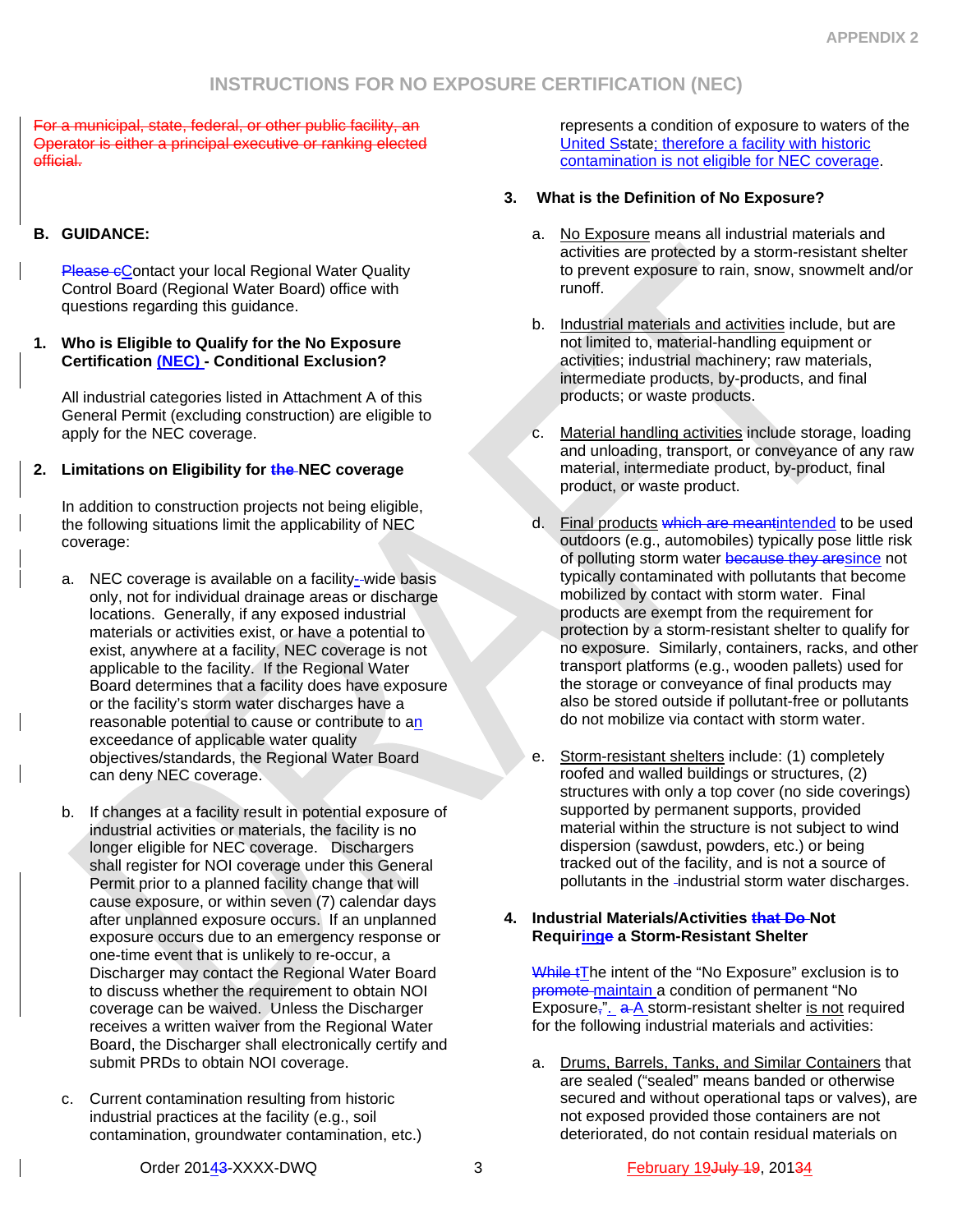~~For a municipal, state, federal, or other public facility, an Operator is either a principal executive or ranking elected official.~~

## B. GUIDANCE:

~~Please c~~Contact your local Regional Water Quality Control Board (Regional Water Board) office with questions regarding this guidance.

### 1. Who is Eligible to Qualify for the No Exposure Certification (NEC) - Conditional Exclusion?

All industrial categories listed in Attachment A of this General Permit (excluding construction) are eligible to apply for the NEC coverage.

### 2. Limitations on Eligibility for ~~the~~ NEC coverage

In addition to construction projects not being eligible, the following situations limit the applicability of NEC coverage:

a. NEC coverage is available on a facility-~~-~~wide basis only, not for individual drainage areas or discharge locations. Generally, if any exposed industrial materials or activities exist, or have a potential to exist, anywhere at a facility, NEC coverage is not applicable to the facility. If the Regional Water Board determines that a facility does have exposure or the facility's storm water discharges have a reasonable potential to cause or contribute to an exceedance of applicable water quality objectives/standards, the Regional Water Board can deny NEC coverage.

b. If changes at a facility result in potential exposure of industrial activities or materials, the facility is no longer eligible for NEC coverage. Dischargers shall register for NOI coverage under this General Permit prior to a planned facility change that will cause exposure, or within seven (7) calendar days after unplanned exposure occurs. If an unplanned exposure occurs due to an emergency response or one-time event that is unlikely to re-occur, a Discharger may contact the Regional Water Board to discuss whether the requirement to obtain NOI coverage can be waived. Unless the Discharger receives a written waiver from the Regional Water Board, the Discharger shall electronically certify and submit PRDs to obtain NOI coverage.

c. Current contamination resulting from historic industrial practices at the facility (e.g., soil contamination, groundwater contamination, etc.) represents a condition of exposure to waters of the United S~~s~~tate; therefore a facility with historic contamination is not eligible for NEC coverage.

### 3. What is the Definition of No Exposure?

a. No Exposure means all industrial materials and activities are protected by a storm-resistant shelter to prevent exposure to rain, snow, snowmelt and/or runoff.

b. Industrial materials and activities include, but are not limited to, material-handling equipment or activities; industrial machinery; raw materials, intermediate products, by-products, and final products; or waste products.

c. Material handling activities include storage, loading and unloading, transport, or conveyance of any raw material, intermediate product, by-product, final product, or waste product.

d. Final products ~~which are meant~~intended to be used outdoors (e.g., automobiles) typically pose little risk of polluting storm water ~~because they are~~since not typically contaminated with pollutants that become mobilized by contact with storm water. Final products are exempt from the requirement for protection by a storm-resistant shelter to qualify for no exposure. Similarly, containers, racks, and other transport platforms (e.g., wooden pallets) used for the storage or conveyance of final products may also be stored outside if pollutant-free or pollutants do not mobilize via contact with storm water.

e. Storm-resistant shelters include: (1) completely roofed and walled buildings or structures, (2) structures with only a top cover (no side coverings) supported by permanent supports, provided material within the structure is not subject to wind dispersion (sawdust, powders, etc.) or being tracked out of the facility, and is not a source of pollutants in the industrial storm water discharges.

### 4. Industrial Materials/Activities ~~that Do~~ Not Requir~~e~~ing a Storm-Resistant Shelter

~~While t~~The intent of the "No Exposure" exclusion is to ~~promote~~ maintain a condition of permanent "No Exposure~~,~~". ~~a~~ A storm-resistant shelter is not required for the following industrial materials and activities:

a. Drums, Barrels, Tanks, and Similar Containers that are sealed ("sealed" means banded or otherwise secured and without operational taps or valves), are not exposed provided those containers are not deteriorated, do not contain residual materials on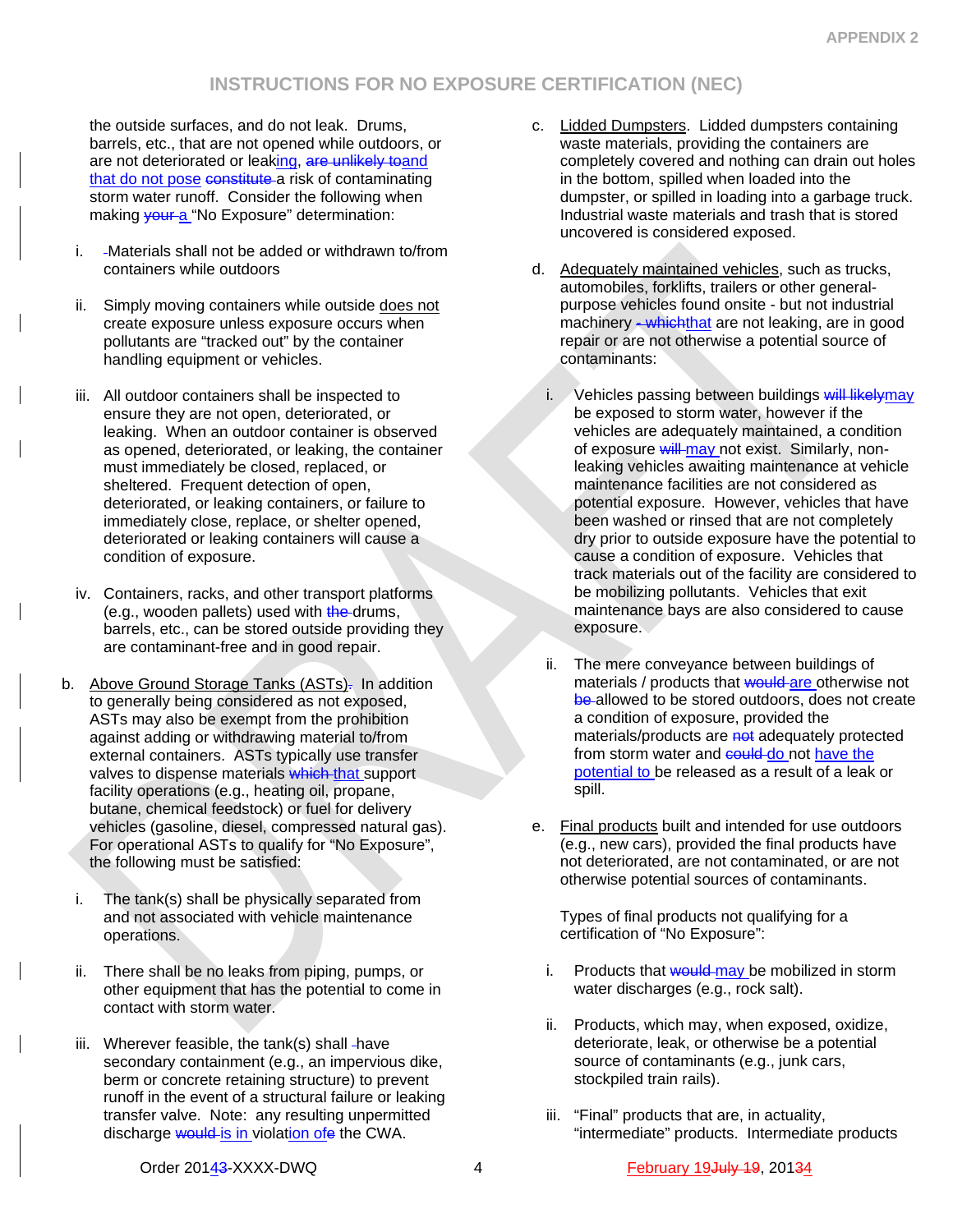the outside surfaces, and do not leak. Drums, barrels, etc., that are not opened while outdoors, or are not deteriorated or leaking, ~~are unlikely to~~and that do not pose ~~constitute~~ a risk of contaminating storm water runoff. Consider the following when making ~~your~~ a "No Exposure" determination:

i. Materials shall not be added or withdrawn to/from containers while outdoors

ii. Simply moving containers while outside does not create exposure unless exposure occurs when pollutants are "tracked out" by the container handling equipment or vehicles.

iii. All outdoor containers shall be inspected to ensure they are not open, deteriorated, or leaking. When an outdoor container is observed as opened, deteriorated, or leaking, the container must immediately be closed, replaced, or sheltered. Frequent detection of open, deteriorated, or leaking containers, or failure to immediately close, replace, or shelter opened, deteriorated or leaking containers will cause a condition of exposure.

iv. Containers, racks, and other transport platforms (e.g., wooden pallets) used with ~~the~~ drums, barrels, etc., can be stored outside providing they are contaminant-free and in good repair.

b. Above Ground Storage Tanks (ASTs)~~.~~ In addition to generally being considered as not exposed, ASTs may also be exempt from the prohibition against adding or withdrawing material to/from external containers. ASTs typically use transfer valves to dispense materials ~~which~~ that support facility operations (e.g., heating oil, propane, butane, chemical feedstock) or fuel for delivery vehicles (gasoline, diesel, compressed natural gas). For operational ASTs to qualify for "No Exposure", the following must be satisfied:

i. The tank(s) shall be physically separated from and not associated with vehicle maintenance operations.

ii. There shall be no leaks from piping, pumps, or other equipment that has the potential to come in contact with storm water.

iii. Wherever feasible, the tank(s) shall have secondary containment (e.g., an impervious dike, berm or concrete retaining structure) to prevent runoff in the event of a structural failure or leaking transfer valve. Note: any resulting unpermitted discharge ~~would~~ is in violation ~~of~~ ofe the CWA.

c. Lidded Dumpsters. Lidded dumpsters containing waste materials, providing the containers are completely covered and nothing can drain out holes in the bottom, spilled when loaded into the dumpster, or spilled in loading into a garbage truck. Industrial waste materials and trash that is stored uncovered is considered exposed.

d. Adequately maintained vehicles, such as trucks, automobiles, forklifts, trailers or other general-purpose vehicles found onsite - but not industrial machinery ~~- which~~that are not leaking, are in good repair or are not otherwise a potential source of contaminants:

i. Vehicles passing between buildings ~~will likely~~may be exposed to storm water, however if the vehicles are adequately maintained, a condition of exposure ~~will~~ may not exist. Similarly, non-leaking vehicles awaiting maintenance at vehicle maintenance facilities are not considered as potential exposure. However, vehicles that have been washed or rinsed that are not completely dry prior to outside exposure have the potential to cause a condition of exposure. Vehicles that track materials out of the facility are considered to be mobilizing pollutants. Vehicles that exit maintenance bays are also considered to cause exposure.

ii. The mere conveyance between buildings of materials / products that ~~would~~ are otherwise not ~~be~~ allowed to be stored outdoors, does not create a condition of exposure, provided the materials/products are ~~not~~ adequately protected from storm water and ~~could~~ do not have the potential to be released as a result of a leak or spill.

e. Final products built and intended for use outdoors (e.g., new cars), provided the final products have not deteriorated, are not contaminated, or are not otherwise potential sources of contaminants.

Types of final products not qualifying for a certification of "No Exposure":

i. Products that ~~would~~ may be mobilized in storm water discharges (e.g., rock salt).

ii. Products, which may, when exposed, oxidize, deteriorate, leak, or otherwise be a potential source of contaminants (e.g., junk cars, stockpiled train rails).

iii. "Final" products that are, in actuality, "intermediate" products. Intermediate products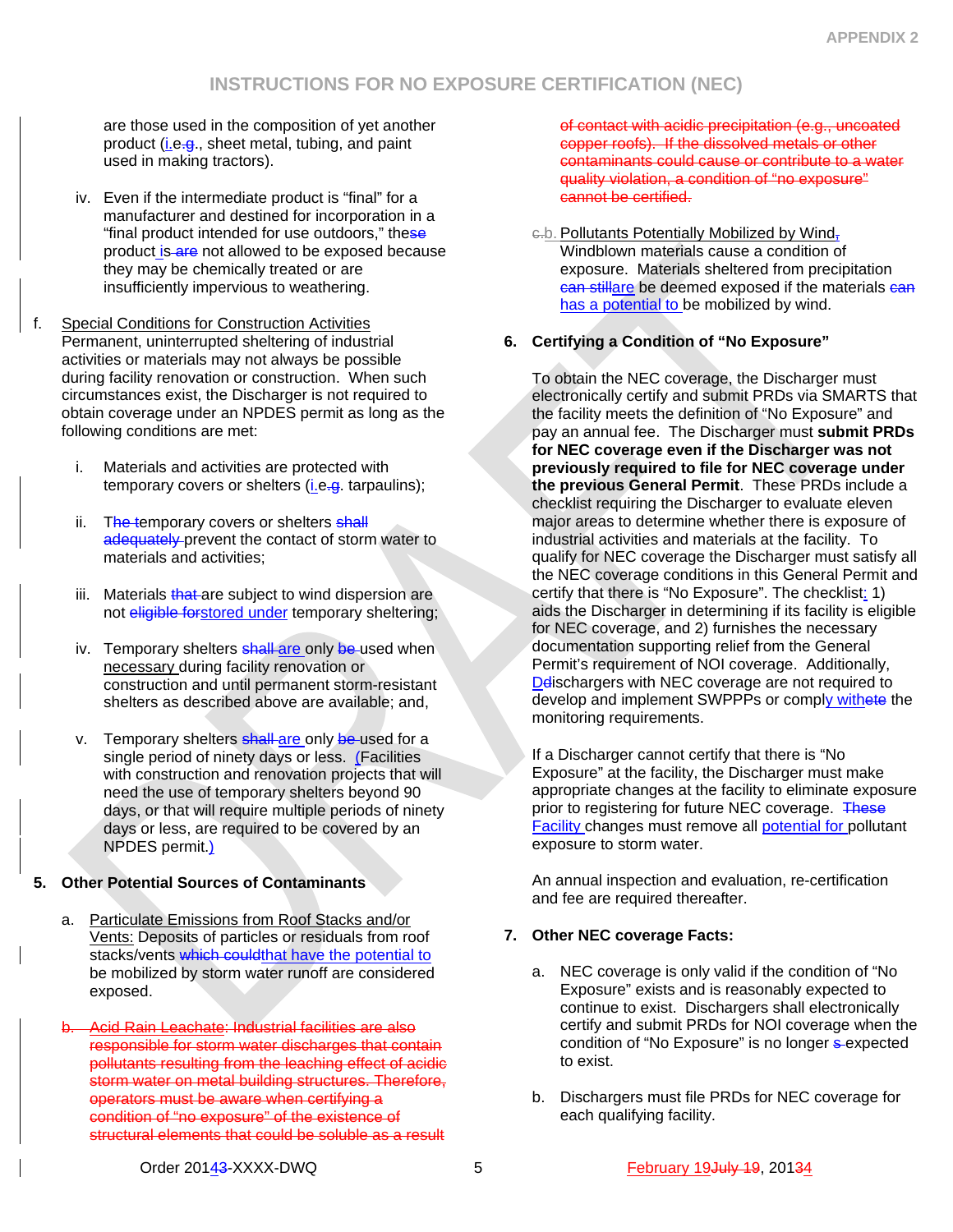are those used in the composition of yet another product (i.e~~.g~~., sheet metal, tubing, and paint used in making tractors).

iv. Even if the intermediate product is "final" for a manufacturer and destined for incorporation in a "final product intended for use outdoors," these product is ~~are~~ not allowed to be exposed because they may be chemically treated or are insufficiently impervious to weathering.

f. Special Conditions for Construction Activities
Permanent, uninterrupted sheltering of industrial activities or materials may not always be possible during facility renovation or construction. When such circumstances exist, the Discharger is not required to obtain coverage under an NPDES permit as long as the following conditions are met:

i. Materials and activities are protected with temporary covers or shelters (i.e~~.g~~. tarpaulins);

ii. T~~he t~~emporary covers or shelters ~~shall adequately~~ prevent the contact of storm water to materials and activities;

iii. Materials ~~that~~ are subject to wind dispersion are not ~~eligible for~~stored under temporary sheltering;

iv. Temporary shelters ~~shall~~ are only ~~be~~ used when necessary during facility renovation or construction and until permanent storm-resistant shelters as described above are available; and,

v. Temporary shelters ~~shall~~ are only ~~be~~ used for a single period of ninety days or less. (Facilities with construction and renovation projects that will need the use of temporary shelters beyond 90 days, or that will require multiple periods of ninety days or less, are required to be covered by an NPDES permit.)

## 5. Other Potential Sources of Contaminants

a. Particulate Emissions from Roof Stacks and/or Vents: Deposits of particles or residuals from roof stacks/vents ~~which could~~that have the potential to be mobilized by storm water runoff are considered exposed.

~~b. Acid Rain Leachate: Industrial facilities are also responsible for storm water discharges that contain pollutants resulting from the leaching effect of acidic storm water on metal building structures. Therefore, operators must be aware when certifying a condition of "no exposure" of the existence of structural elements that could be soluble as a result of contact with acidic precipitation (e.g., uncoated copper roofs). If the dissolved metals or other contaminants could cause or contribute to a water quality violation, a condition of "no exposure" cannot be certified.~~

~~c.~~b. Pollutants Potentially Mobilized by Wind~~,~~
Windblown materials cause a condition of exposure. Materials sheltered from precipitation ~~can still~~are be deemed exposed if the materials ~~can~~ has a potential to be mobilized by wind.

## 6. Certifying a Condition of "No Exposure"

To obtain the NEC coverage, the Discharger must electronically certify and submit PRDs via SMARTS that the facility meets the definition of "No Exposure" and pay an annual fee. The Discharger must **submit PRDs for NEC coverage even if the Discharger was not previously required to file for NEC coverage under the previous General Permit**. These PRDs include a checklist requiring the Discharger to evaluate eleven major areas to determine whether there is exposure of industrial activities and materials at the facility. To qualify for NEC coverage the Discharger must satisfy all the NEC coverage conditions in this General Permit and certify that there is "No Exposure". The checklist: 1) aids the Discharger in determining if its facility is eligible for NEC coverage, and 2) furnishes the necessary documentation supporting relief from the General Permit's requirement of NOI coverage. Additionally, D~~d~~ischargers with NEC coverage are not required to develop and implement SWPPPs or comply with~~ete~~ the monitoring requirements.

If a Discharger cannot certify that there is "No Exposure" at the facility, the Discharger must make appropriate changes at the facility to eliminate exposure prior to registering for future NEC coverage. ~~These~~ Facility changes must remove all potential for pollutant exposure to storm water.

An annual inspection and evaluation, re-certification and fee are required thereafter.

## 7. Other NEC coverage Facts:

a. NEC coverage is only valid if the condition of "No Exposure" exists and is reasonably expected to continue to exist. Dischargers shall electronically certify and submit PRDs for NOI coverage when the condition of "No Exposure" is no longer ~~s~~ expected to exist.

b. Dischargers must file PRDs for NEC coverage for each qualifying facility.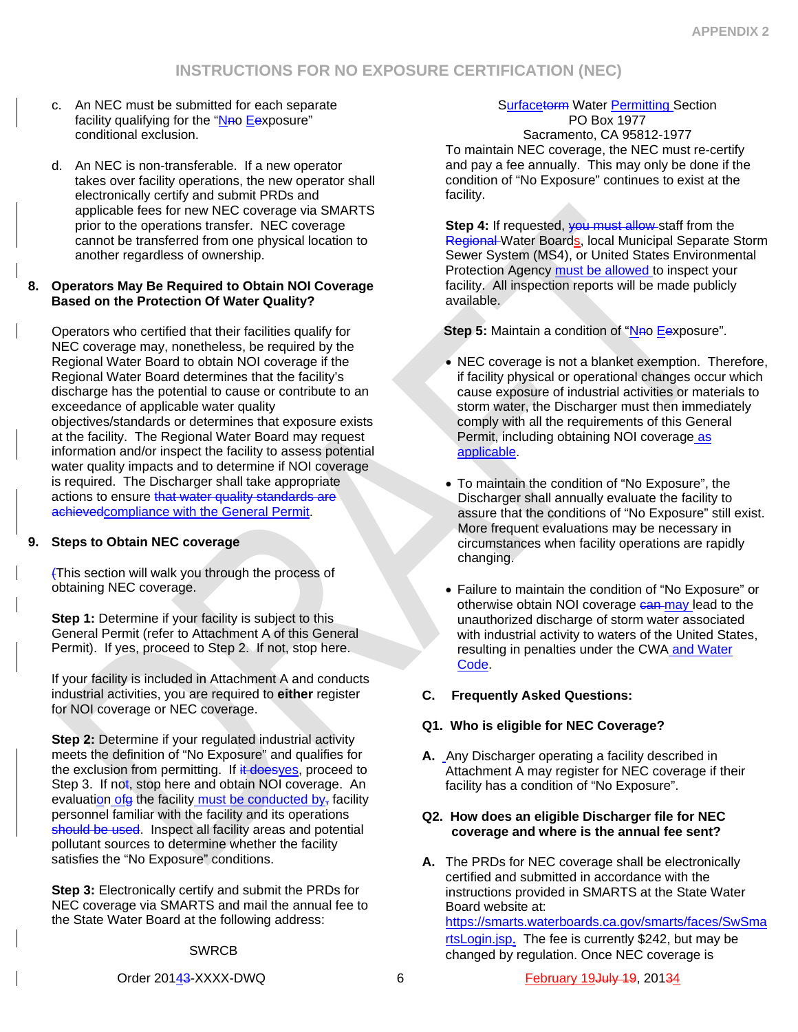c. An NEC must be submitted for each separate facility qualifying for the “N~~n~~o E~~e~~xposure” conditional exclusion.

d. An NEC is non-transferable. If a new operator takes over facility operations, the new operator shall electronically certify and submit PRDs and applicable fees for new NEC coverage via SMARTS prior to the operations transfer. NEC coverage cannot be transferred from one physical location to another regardless of ownership.

## 8. Operators May Be Required to Obtain NOI Coverage Based on the Protection Of Water Quality?

Operators who certified that their facilities qualify for NEC coverage may, nonetheless, be required by the Regional Water Board to obtain NOI coverage if the Regional Water Board determines that the facility’s discharge has the potential to cause or contribute to an exceedance of applicable water quality objectives/standards or determines that exposure exists at the facility. The Regional Water Board may request information and/or inspect the facility to assess potential water quality impacts and to determine if NOI coverage is required. The Discharger shall take appropriate actions to ensure ~~that water quality standards are achieved~~compliance with the General Permit.

## 9. Steps to Obtain NEC coverage

~~(~~This section will walk you through the process of obtaining NEC coverage.

**Step 1:** Determine if your facility is subject to this General Permit (refer to Attachment A of this General Permit). If yes, proceed to Step 2. If not, stop here.

If your facility is included in Attachment A and conducts industrial activities, you are required to **either** register for NOI coverage or NEC coverage.

**Step 2:** Determine if your regulated industrial activity meets the definition of “No Exposure” and qualifies for the exclusion from permitting. If ~~it does~~yes, proceed to Step 3. If no~~t~~, stop here and obtain NOI coverage. An evaluation of~~g~~ the facility must be conducted by~~,~~ facility personnel familiar with the facility and its operations ~~should be used~~. Inspect all facility areas and potential pollutant sources to determine whether the facility satisfies the “No Exposure” conditions.

**Step 3:** Electronically certify and submit the PRDs for NEC coverage via SMARTS and mail the annual fee to the State Water Board at the following address:

SWRCB
Surface~~torm~~ Water Permitting Section
PO Box 1977
Sacramento, CA 95812-1977

To maintain NEC coverage, the NEC must re-certify and pay a fee annually. This may only be done if the condition of “No Exposure” continues to exist at the facility.

**Step 4:** If requested, ~~you must allow~~ staff from the ~~Regional~~ Water Boards, local Municipal Separate Storm Sewer System (MS4), or United States Environmental Protection Agency must be allowed to inspect your facility. All inspection reports will be made publicly available.

**Step 5:** Maintain a condition of “N~~n~~o E~~e~~xposure”.

- NEC coverage is not a blanket exemption. Therefore, if facility physical or operational changes occur which cause exposure of industrial activities or materials to storm water, the Discharger must then immediately comply with all the requirements of this General Permit, including obtaining NOI coverage as applicable.
- To maintain the condition of “No Exposure”, the Discharger shall annually evaluate the facility to assure that the conditions of “No Exposure” still exist. More frequent evaluations may be necessary in circumstances when facility operations are rapidly changing.
- Failure to maintain the condition of “No Exposure” or otherwise obtain NOI coverage ~~can~~ may lead to the unauthorized discharge of storm water associated with industrial activity to waters of the United States, resulting in penalties under the CWA and Water Code.

## C. Frequently Asked Questions:

**Q1. Who is eligible for NEC Coverage?**

**A.** Any Discharger operating a facility described in Attachment A may register for NEC coverage if their facility has a condition of “No Exposure”.

**Q2. How does an eligible Discharger file for NEC coverage and where is the annual fee sent?**

**A.** The PRDs for NEC coverage shall be electronically certified and submitted in accordance with the instructions provided in SMARTS at the State Water Board website at: https://smarts.waterboards.ca.gov/smarts/faces/SwSmartsLogin.jsp. The fee is currently $242, but may be changed by regulation. Once NEC coverage is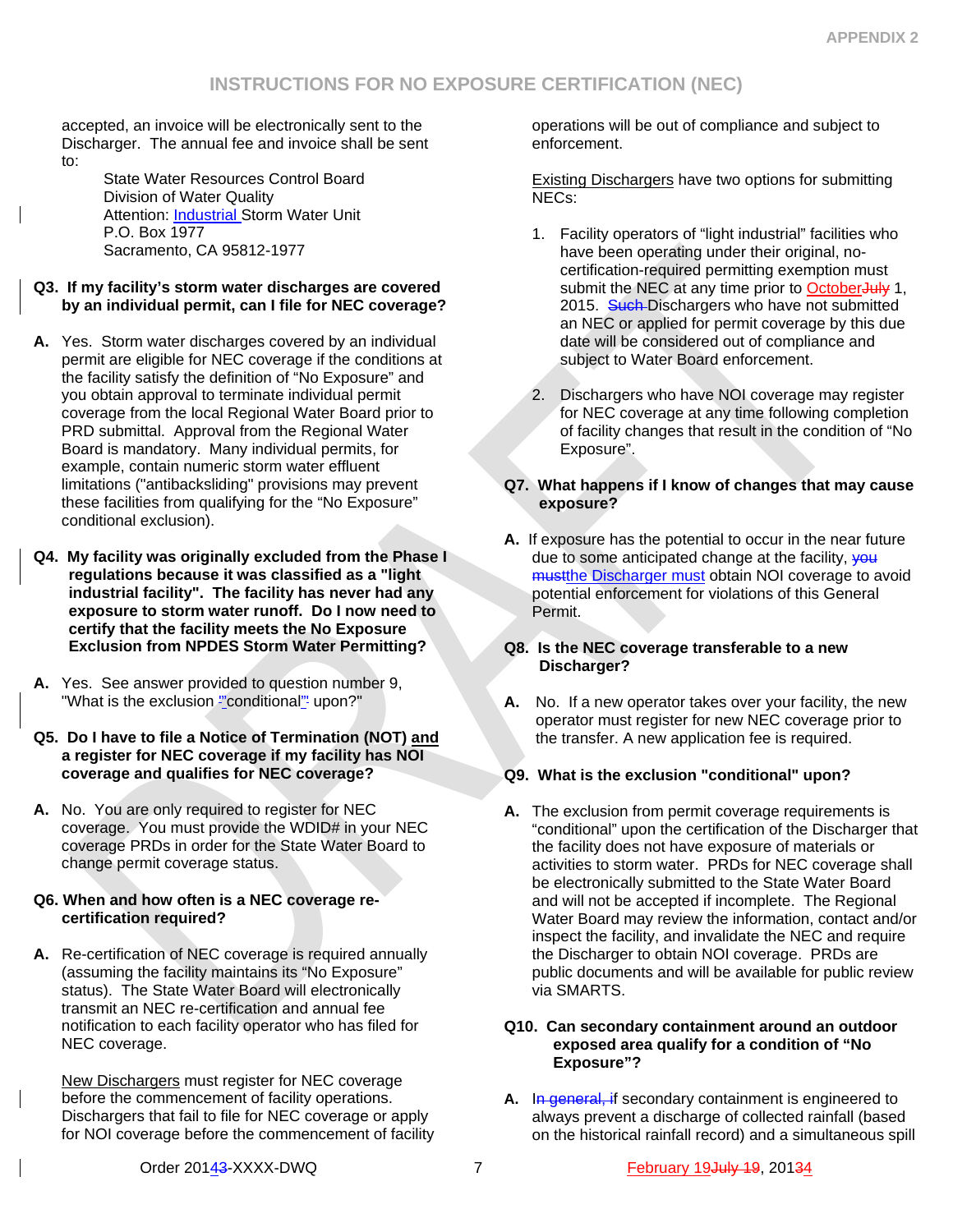accepted, an invoice will be electronically sent to the Discharger. The annual fee and invoice shall be sent to:

State Water Resources Control Board
Division of Water Quality
Attention: Industrial Storm Water Unit
P.O. Box 1977
Sacramento, CA 95812-1977

**Q3. If my facility's storm water discharges are covered by an individual permit, can I file for NEC coverage?**

**A.** Yes. Storm water discharges covered by an individual permit are eligible for NEC coverage if the conditions at the facility satisfy the definition of "No Exposure" and you obtain approval to terminate individual permit coverage from the local Regional Water Board prior to PRD submittal. Approval from the Regional Water Board is mandatory. Many individual permits, for example, contain numeric storm water effluent limitations ("antibacksliding" provisions may prevent these facilities from qualifying for the "No Exposure" conditional exclusion).

**Q4. My facility was originally excluded from the Phase I regulations because it was classified as a "light industrial facility". The facility has never had any exposure to storm water runoff. Do I now need to certify that the facility meets the No Exposure Exclusion from NPDES Storm Water Permitting?**

**A.** Yes. See answer provided to question number 9, "What is the exclusion ""conditional"" upon?"

**Q5. Do I have to file a Notice of Termination (NOT) and a register for NEC coverage if my facility has NOI coverage and qualifies for NEC coverage?**

**A.** No. You are only required to register for NEC coverage. You must provide the WDID# in your NEC coverage PRDs in order for the State Water Board to change permit coverage status.

**Q6. When and how often is a NEC coverage re-certification required?**

**A.** Re-certification of NEC coverage is required annually (assuming the facility maintains its "No Exposure" status). The State Water Board will electronically transmit an NEC re-certification and annual fee notification to each facility operator who has filed for NEC coverage.

New Dischargers must register for NEC coverage before the commencement of facility operations. Dischargers that fail to file for NEC coverage or apply for NOI coverage before the commencement of facility operations will be out of compliance and subject to enforcement.

Existing Dischargers have two options for submitting NECs:

1. Facility operators of "light industrial" facilities who have been operating under their original, no-certification-required permitting exemption must submit the NEC at any time prior to OctoberJuly 1, 2015. Such Dischargers who have not submitted an NEC or applied for permit coverage by this due date will be considered out of compliance and subject to Water Board enforcement.

2. Dischargers who have NOI coverage may register for NEC coverage at any time following completion of facility changes that result in the condition of "No Exposure".

**Q7. What happens if I know of changes that may cause exposure?**

**A.** If exposure has the potential to occur in the near future due to some anticipated change at the facility, you mustthe Discharger must obtain NOI coverage to avoid potential enforcement for violations of this General Permit.

**Q8. Is the NEC coverage transferable to a new Discharger?**

**A.** No. If a new operator takes over your facility, the new operator must register for new NEC coverage prior to the transfer. A new application fee is required.

**Q9. What is the exclusion "conditional" upon?**

**A.** The exclusion from permit coverage requirements is "conditional" upon the certification of the Discharger that the facility does not have exposure of materials or activities to storm water. PRDs for NEC coverage shall be electronically submitted to the State Water Board and will not be accepted if incomplete. The Regional Water Board may review the information, contact and/or inspect the facility, and invalidate the NEC and require the Discharger to obtain NOI coverage. PRDs are public documents and will be available for public review via SMARTS.

**Q10. Can secondary containment around an outdoor exposed area qualify for a condition of "No Exposure"?**

**A.** In general, if secondary containment is engineered to always prevent a discharge of collected rainfall (based on the historical rainfall record) and a simultaneous spill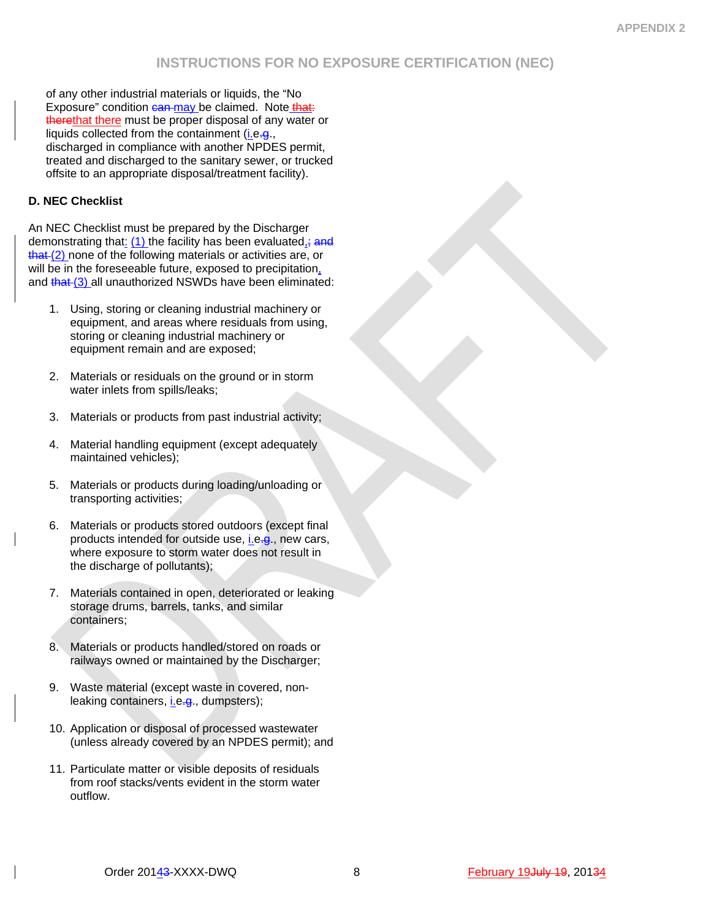of any other industrial materials or liquids, the "No Exposure" condition can may be claimed. Note that: therethat there must be proper disposal of any water or liquids collected from the containment (i.e.g., discharged in compliance with another NPDES permit, treated and discharged to the sanitary sewer, or trucked offsite to an appropriate disposal/treatment facility).

### D. NEC Checklist

An NEC Checklist must be prepared by the Discharger demonstrating that: (1) the facility has been evaluated,; and that (2) none of the following materials or activities are, or will be in the foreseeable future, exposed to precipitation, and that (3) all unauthorized NSWDs have been eliminated:

1. Using, storing or cleaning industrial machinery or equipment, and areas where residuals from using, storing or cleaning industrial machinery or equipment remain and are exposed;

2. Materials or residuals on the ground or in storm water inlets from spills/leaks;

3. Materials or products from past industrial activity;

4. Material handling equipment (except adequately maintained vehicles);

5. Materials or products during loading/unloading or transporting activities;

6. Materials or products stored outdoors (except final products intended for outside use, i.e.g., new cars, where exposure to storm water does not result in the discharge of pollutants);

7. Materials contained in open, deteriorated or leaking storage drums, barrels, tanks, and similar containers;

8. Materials or products handled/stored on roads or railways owned or maintained by the Discharger;

9. Waste material (except waste in covered, non-leaking containers, i.e.g., dumpsters);

10. Application or disposal of processed wastewater (unless already covered by an NPDES permit); and

11. Particulate matter or visible deposits of residuals from roof stacks/vents evident in the storm water outflow.